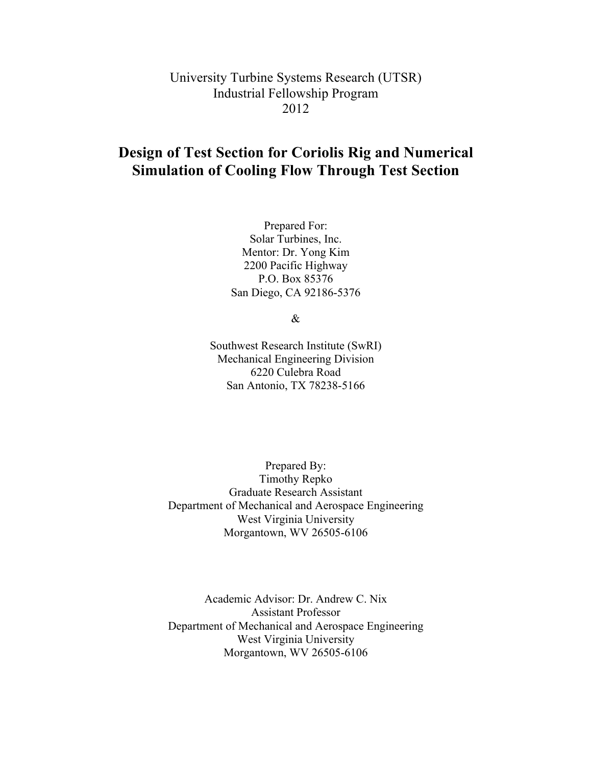University Turbine Systems Research (UTSR)
Industrial Fellowship Program
2012

# Design of Test Section for Coriolis Rig and Numerical Simulation of Cooling Flow Through Test Section

Prepared For:
Solar Turbines, Inc.
Mentor: Dr. Yong Kim
2200 Pacific Highway
P.O. Box 85376
San Diego, CA 92186-5376

&

Southwest Research Institute (SwRI)
Mechanical Engineering Division
6220 Culebra Road
San Antonio, TX 78238-5166

Prepared By:
Timothy Repko
Graduate Research Assistant
Department of Mechanical and Aerospace Engineering
West Virginia University
Morgantown, WV 26505-6106

Academic Advisor: Dr. Andrew C. Nix
Assistant Professor
Department of Mechanical and Aerospace Engineering
West Virginia University
Morgantown, WV 26505-6106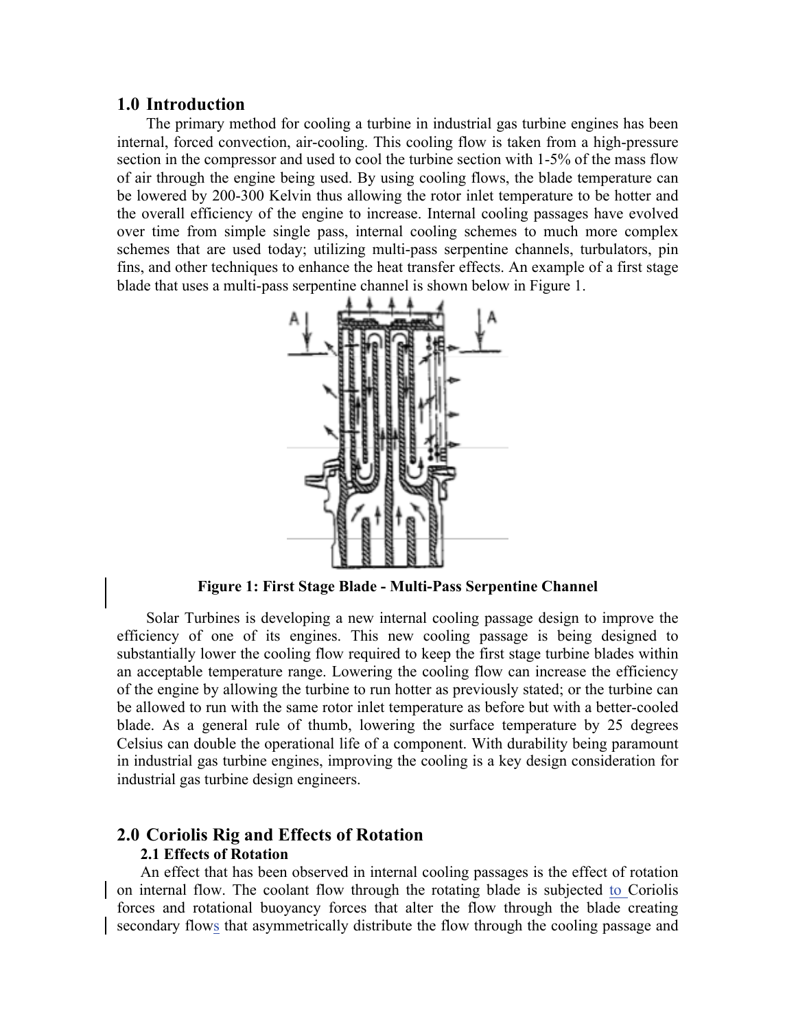## 1.0 Introduction

The primary method for cooling a turbine in industrial gas turbine engines has been internal, forced convection, air-cooling. This cooling flow is taken from a high-pressure section in the compressor and used to cool the turbine section with 1-5% of the mass flow of air through the engine being used. By using cooling flows, the blade temperature can be lowered by 200-300 Kelvin thus allowing the rotor inlet temperature to be hotter and the overall efficiency of the engine to increase. Internal cooling passages have evolved over time from simple single pass, internal cooling schemes to much more complex schemes that are used today; utilizing multi-pass serpentine channels, turbulators, pin fins, and other techniques to enhance the heat transfer effects. An example of a first stage blade that uses a multi-pass serpentine channel is shown below in Figure 1.

**Figure 1: First Stage Blade - Multi-Pass Serpentine Channel**

Solar Turbines is developing a new internal cooling passage design to improve the efficiency of one of its engines. This new cooling passage is being designed to substantially lower the cooling flow required to keep the first stage turbine blades within an acceptable temperature range. Lowering the cooling flow can increase the efficiency of the engine by allowing the turbine to run hotter as previously stated; or the turbine can be allowed to run with the same rotor inlet temperature as before but with a better-cooled blade. As a general rule of thumb, lowering the surface temperature by 25 degrees Celsius can double the operational life of a component. With durability being paramount in industrial gas turbine engines, improving the cooling is a key design consideration for industrial gas turbine design engineers.

## 2.0 Coriolis Rig and Effects of Rotation

### 2.1 Effects of Rotation

An effect that has been observed in internal cooling passages is the effect of rotation on internal flow. The coolant flow through the rotating blade is subjected to Coriolis forces and rotational buoyancy forces that alter the flow through the blade creating secondary flows that asymmetrically distribute the flow through the cooling passage and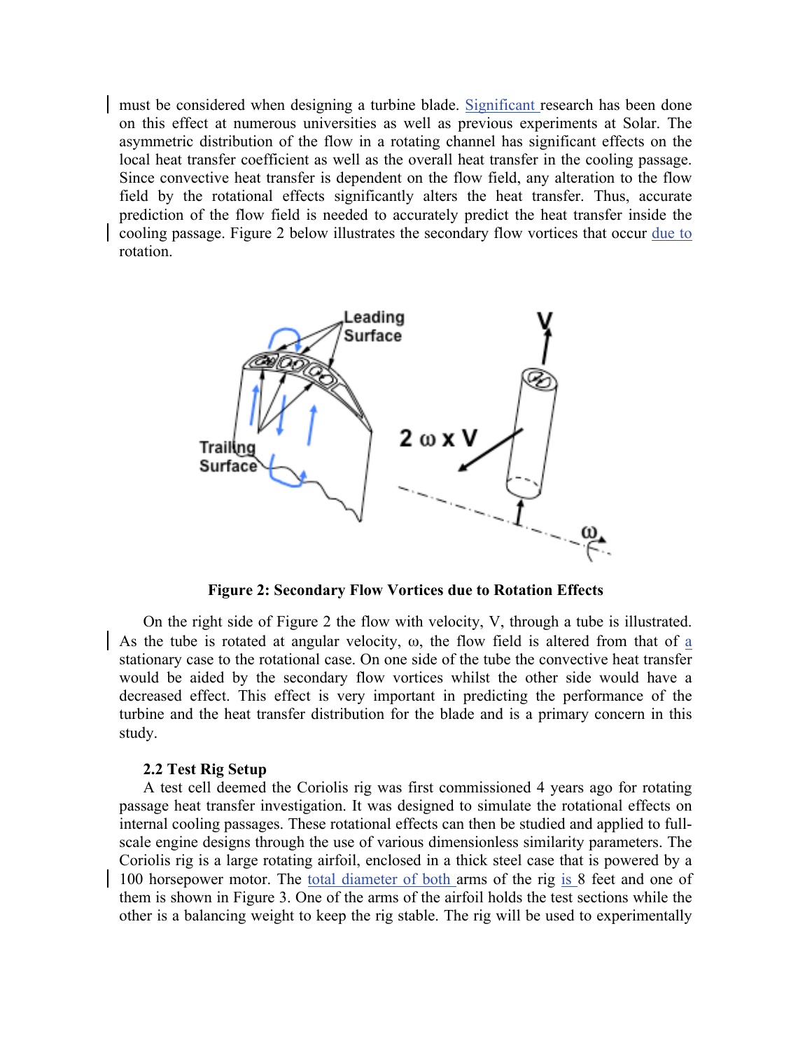must be considered when designing a turbine blade. Significant research has been done on this effect at numerous universities as well as previous experiments at Solar. The asymmetric distribution of the flow in a rotating channel has significant effects on the local heat transfer coefficient as well as the overall heat transfer in the cooling passage. Since convective heat transfer is dependent on the flow field, any alteration to the flow field by the rotational effects significantly alters the heat transfer. Thus, accurate prediction of the flow field is needed to accurately predict the heat transfer inside the cooling passage. Figure 2 below illustrates the secondary flow vortices that occur due to rotation.

**Figure 2: Secondary Flow Vortices due to Rotation Effects**

On the right side of Figure 2 the flow with velocity, V, through a tube is illustrated. As the tube is rotated at angular velocity, ω, the flow field is altered from that of a stationary case to the rotational case. On one side of the tube the convective heat transfer would be aided by the secondary flow vortices whilst the other side would have a decreased effect. This effect is very important in predicting the performance of the turbine and the heat transfer distribution for the blade and is a primary concern in this study.

### 2.2 Test Rig Setup

A test cell deemed the Coriolis rig was first commissioned 4 years ago for rotating passage heat transfer investigation. It was designed to simulate the rotational effects on internal cooling passages. These rotational effects can then be studied and applied to full-scale engine designs through the use of various dimensionless similarity parameters. The Coriolis rig is a large rotating airfoil, enclosed in a thick steel case that is powered by a 100 horsepower motor. The total diameter of both arms of the rig is 8 feet and one of them is shown in Figure 3. One of the arms of the airfoil holds the test sections while the other is a balancing weight to keep the rig stable. The rig will be used to experimentally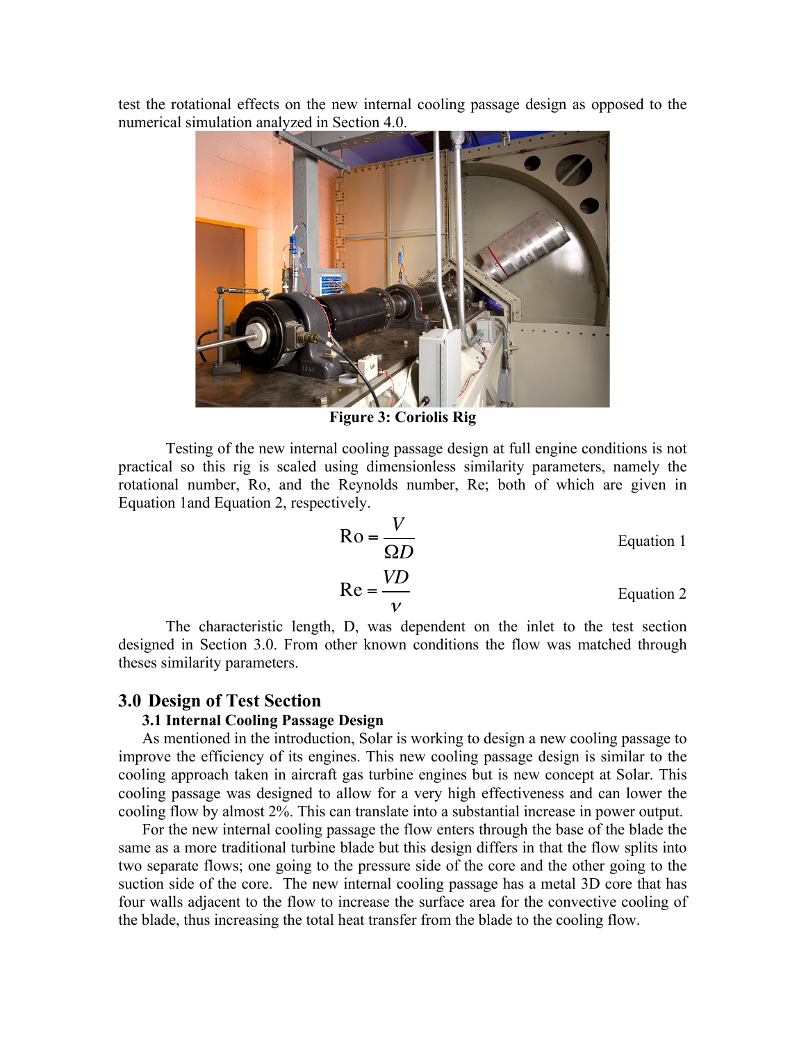test the rotational effects on the new internal cooling passage design as opposed to the numerical simulation analyzed in Section 4.0.

**Figure 3: Coriolis Rig**

Testing of the new internal cooling passage design at full engine conditions is not practical so this rig is scaled using dimensionless similarity parameters, namely the rotational number, Ro, and the Reynolds number, Re; both of which are given in Equation 1and Equation 2, respectively.

$$\mathrm{Ro} = \frac{V}{\Omega D} \quad \text{Equation 1}$$

$$\mathrm{Re} = \frac{VD}{\nu} \quad \text{Equation 2}$$

The characteristic length, D, was dependent on the inlet to the test section designed in Section 3.0. From other known conditions the flow was matched through theses similarity parameters.

## 3.0 Design of Test Section

### 3.1 Internal Cooling Passage Design

As mentioned in the introduction, Solar is working to design a new cooling passage to improve the efficiency of its engines. This new cooling passage design is similar to the cooling approach taken in aircraft gas turbine engines but is new concept at Solar. This cooling passage was designed to allow for a very high effectiveness and can lower the cooling flow by almost 2%. This can translate into a substantial increase in power output.

For the new internal cooling passage the flow enters through the base of the blade the same as a more traditional turbine blade but this design differs in that the flow splits into two separate flows; one going to the pressure side of the core and the other going to the suction side of the core. The new internal cooling passage has a metal 3D core that has four walls adjacent to the flow to increase the surface area for the convective cooling of the blade, thus increasing the total heat transfer from the blade to the cooling flow.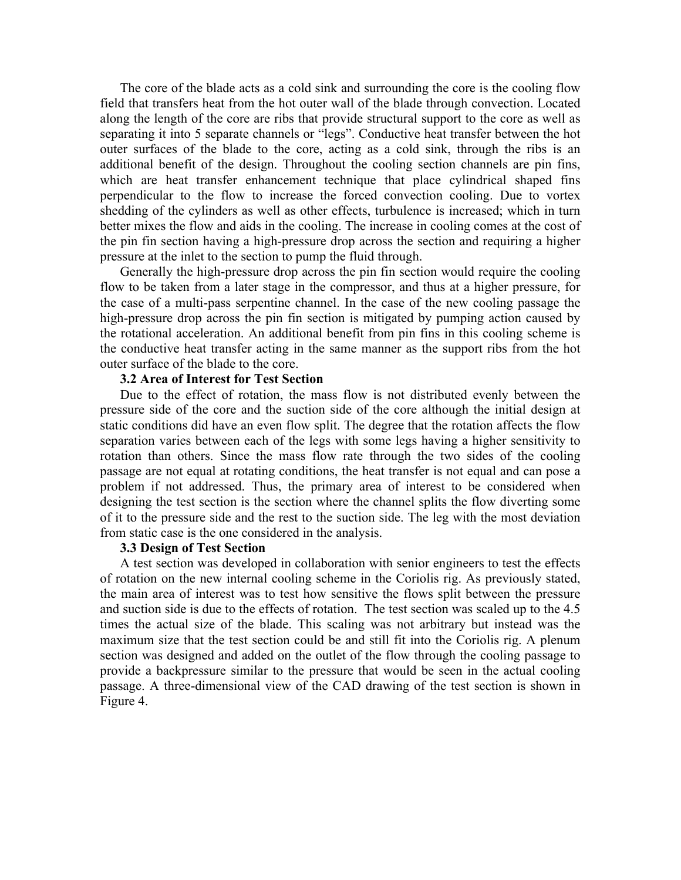The core of the blade acts as a cold sink and surrounding the core is the cooling flow field that transfers heat from the hot outer wall of the blade through convection. Located along the length of the core are ribs that provide structural support to the core as well as separating it into 5 separate channels or "legs". Conductive heat transfer between the hot outer surfaces of the blade to the core, acting as a cold sink, through the ribs is an additional benefit of the design. Throughout the cooling section channels are pin fins, which are heat transfer enhancement technique that place cylindrical shaped fins perpendicular to the flow to increase the forced convection cooling. Due to vortex shedding of the cylinders as well as other effects, turbulence is increased; which in turn better mixes the flow and aids in the cooling. The increase in cooling comes at the cost of the pin fin section having a high-pressure drop across the section and requiring a higher pressure at the inlet to the section to pump the fluid through.

Generally the high-pressure drop across the pin fin section would require the cooling flow to be taken from a later stage in the compressor, and thus at a higher pressure, for the case of a multi-pass serpentine channel. In the case of the new cooling passage the high-pressure drop across the pin fin section is mitigated by pumping action caused by the rotational acceleration. An additional benefit from pin fins in this cooling scheme is the conductive heat transfer acting in the same manner as the support ribs from the hot outer surface of the blade to the core.

### 3.2 Area of Interest for Test Section

Due to the effect of rotation, the mass flow is not distributed evenly between the pressure side of the core and the suction side of the core although the initial design at static conditions did have an even flow split. The degree that the rotation affects the flow separation varies between each of the legs with some legs having a higher sensitivity to rotation than others. Since the mass flow rate through the two sides of the cooling passage are not equal at rotating conditions, the heat transfer is not equal and can pose a problem if not addressed. Thus, the primary area of interest to be considered when designing the test section is the section where the channel splits the flow diverting some of it to the pressure side and the rest to the suction side. The leg with the most deviation from static case is the one considered in the analysis.

### 3.3 Design of Test Section

A test section was developed in collaboration with senior engineers to test the effects of rotation on the new internal cooling scheme in the Coriolis rig. As previously stated, the main area of interest was to test how sensitive the flows split between the pressure and suction side is due to the effects of rotation. The test section was scaled up to the 4.5 times the actual size of the blade. This scaling was not arbitrary but instead was the maximum size that the test section could be and still fit into the Coriolis rig. A plenum section was designed and added on the outlet of the flow through the cooling passage to provide a backpressure similar to the pressure that would be seen in the actual cooling passage. A three-dimensional view of the CAD drawing of the test section is shown in Figure 4.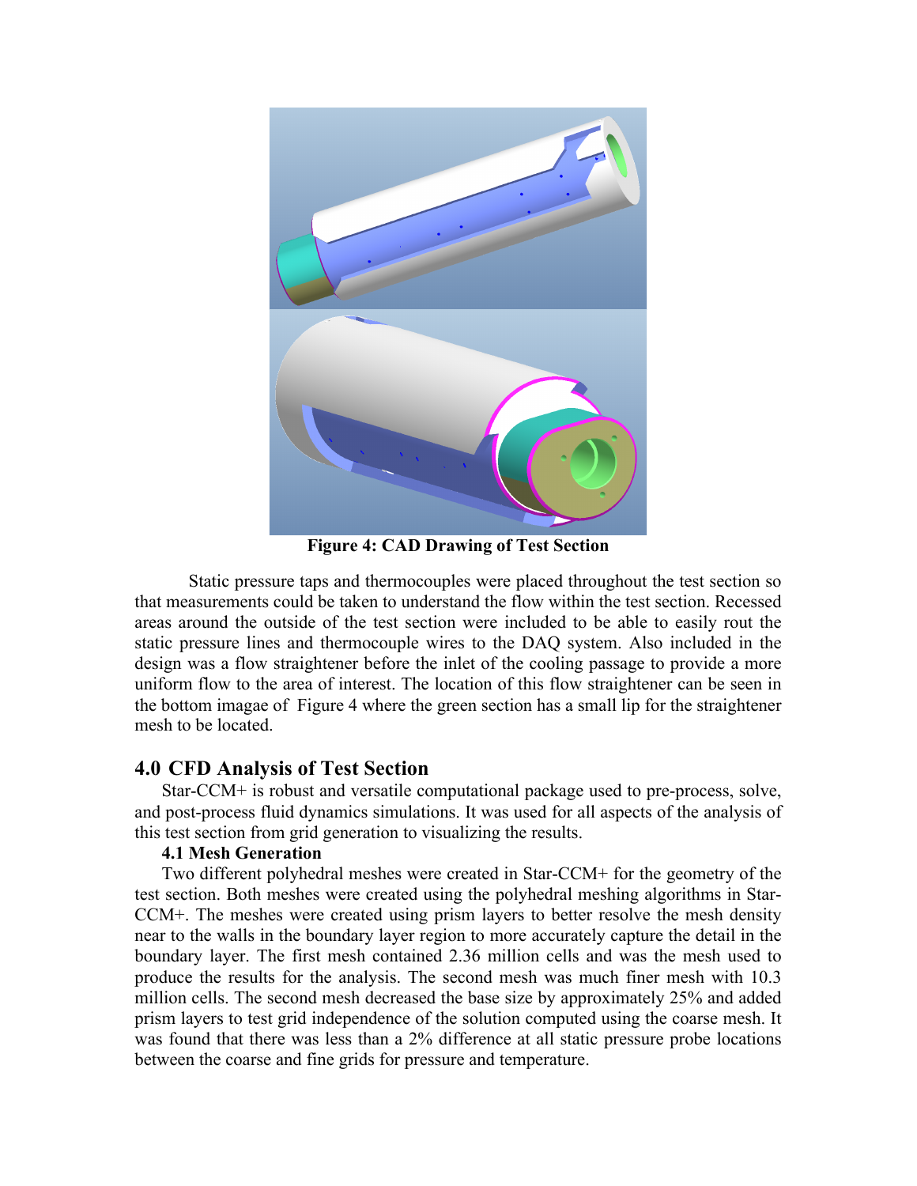**Figure 4: CAD Drawing of Test Section**

Static pressure taps and thermocouples were placed throughout the test section so that measurements could be taken to understand the flow within the test section. Recessed areas around the outside of the test section were included to be able to easily rout the static pressure lines and thermocouple wires to the DAQ system. Also included in the design was a flow straightener before the inlet of the cooling passage to provide a more uniform flow to the area of interest. The location of this flow straightener can be seen in the bottom imagae of Figure 4 where the green section has a small lip for the straightener mesh to be located.

## 4.0 CFD Analysis of Test Section

Star-CCM+ is robust and versatile computational package used to pre-process, solve, and post-process fluid dynamics simulations. It was used for all aspects of the analysis of this test section from grid generation to visualizing the results.

### 4.1 Mesh Generation

Two different polyhedral meshes were created in Star-CCM+ for the geometry of the test section. Both meshes were created using the polyhedral meshing algorithms in Star-CCM+. The meshes were created using prism layers to better resolve the mesh density near to the walls in the boundary layer region to more accurately capture the detail in the boundary layer. The first mesh contained 2.36 million cells and was the mesh used to produce the results for the analysis. The second mesh was much finer mesh with 10.3 million cells. The second mesh decreased the base size by approximately 25% and added prism layers to test grid independence of the solution computed using the coarse mesh. It was found that there was less than a 2% difference at all static pressure probe locations between the coarse and fine grids for pressure and temperature.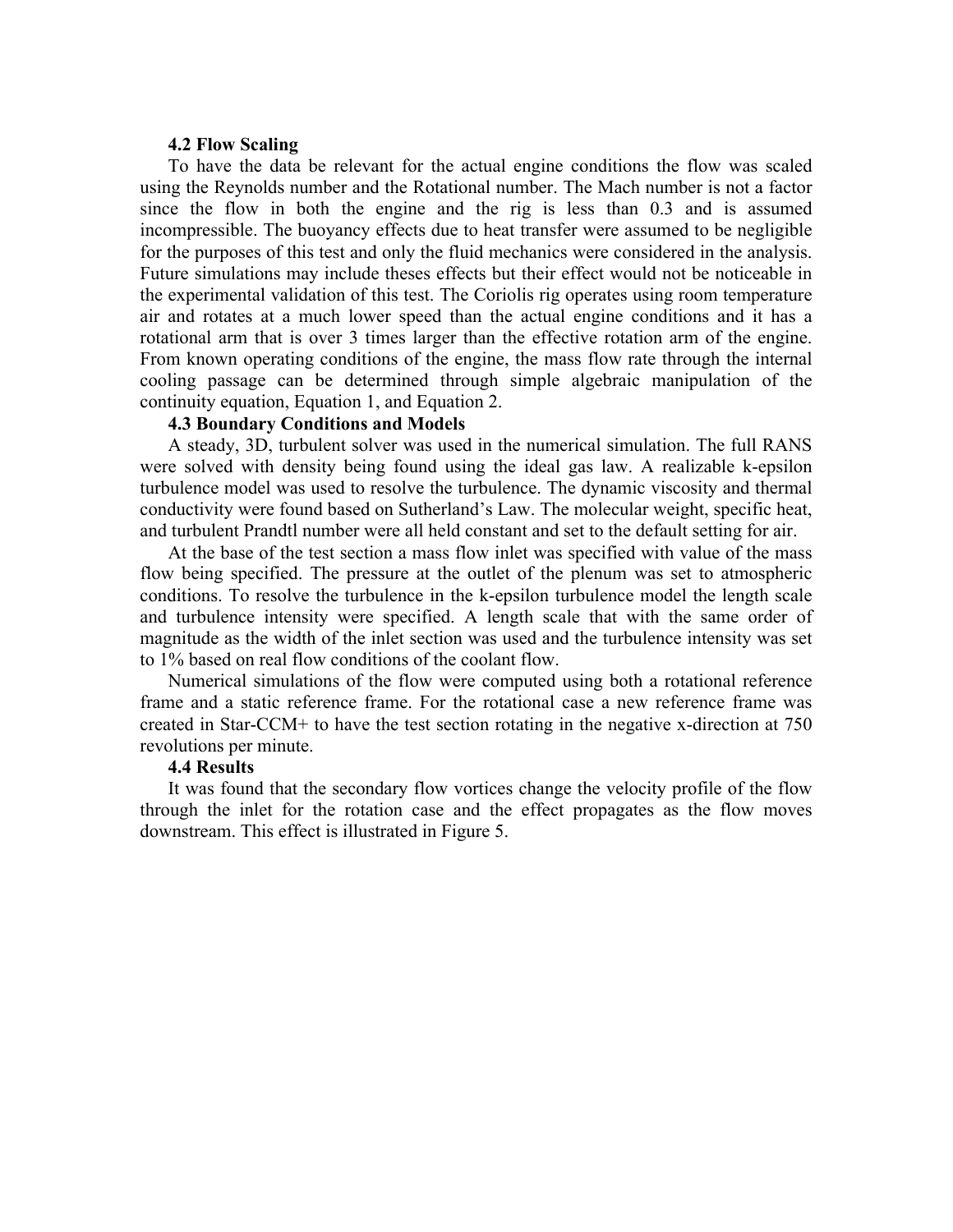### 4.2 Flow Scaling

To have the data be relevant for the actual engine conditions the flow was scaled using the Reynolds number and the Rotational number. The Mach number is not a factor since the flow in both the engine and the rig is less than 0.3 and is assumed incompressible. The buoyancy effects due to heat transfer were assumed to be negligible for the purposes of this test and only the fluid mechanics were considered in the analysis. Future simulations may include theses effects but their effect would not be noticeable in the experimental validation of this test. The Coriolis rig operates using room temperature air and rotates at a much lower speed than the actual engine conditions and it has a rotational arm that is over 3 times larger than the effective rotation arm of the engine. From known operating conditions of the engine, the mass flow rate through the internal cooling passage can be determined through simple algebraic manipulation of the continuity equation, Equation 1, and Equation 2.

### 4.3 Boundary Conditions and Models

A steady, 3D, turbulent solver was used in the numerical simulation. The full RANS were solved with density being found using the ideal gas law. A realizable k-epsilon turbulence model was used to resolve the turbulence. The dynamic viscosity and thermal conductivity were found based on Sutherland's Law. The molecular weight, specific heat, and turbulent Prandtl number were all held constant and set to the default setting for air.

At the base of the test section a mass flow inlet was specified with value of the mass flow being specified. The pressure at the outlet of the plenum was set to atmospheric conditions. To resolve the turbulence in the k-epsilon turbulence model the length scale and turbulence intensity were specified. A length scale that with the same order of magnitude as the width of the inlet section was used and the turbulence intensity was set to 1% based on real flow conditions of the coolant flow.

Numerical simulations of the flow were computed using both a rotational reference frame and a static reference frame. For the rotational case a new reference frame was created in Star-CCM+ to have the test section rotating in the negative x-direction at 750 revolutions per minute.

### 4.4 Results

It was found that the secondary flow vortices change the velocity profile of the flow through the inlet for the rotation case and the effect propagates as the flow moves downstream. This effect is illustrated in Figure 5.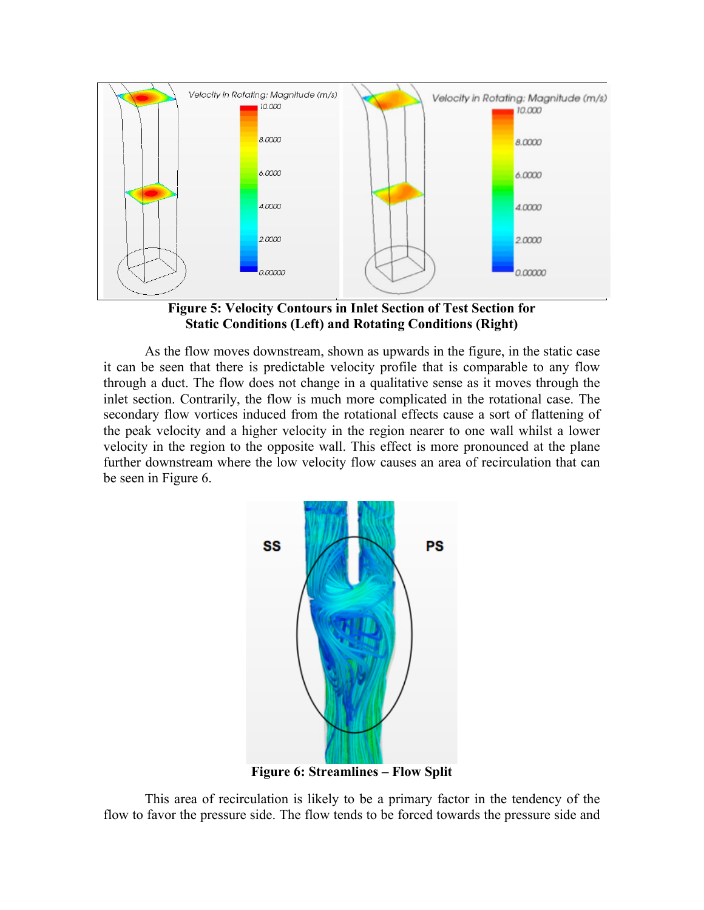**Figure 5: Velocity Contours in Inlet Section of Test Section for Static Conditions (Left) and Rotating Conditions (Right)**

As the flow moves downstream, shown as upwards in the figure, in the static case it can be seen that there is predictable velocity profile that is comparable to any flow through a duct. The flow does not change in a qualitative sense as it moves through the inlet section. Contrarily, the flow is much more complicated in the rotational case. The secondary flow vortices induced from the rotational effects cause a sort of flattening of the peak velocity and a higher velocity in the region nearer to one wall whilst a lower velocity in the region to the opposite wall. This effect is more pronounced at the plane further downstream where the low velocity flow causes an area of recirculation that can be seen in Figure 6.

**Figure 6: Streamlines – Flow Split**

This area of recirculation is likely to be a primary factor in the tendency of the flow to favor the pressure side. The flow tends to be forced towards the pressure side and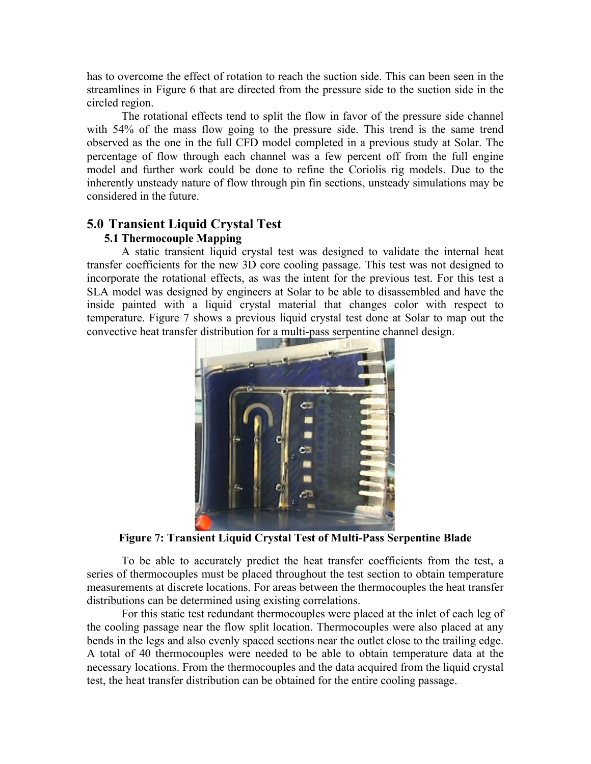has to overcome the effect of rotation to reach the suction side. This can been seen in the streamlines in Figure 6 that are directed from the pressure side to the suction side in the circled region.

The rotational effects tend to split the flow in favor of the pressure side channel with 54% of the mass flow going to the pressure side. This trend is the same trend observed as the one in the full CFD model completed in a previous study at Solar. The percentage of flow through each channel was a few percent off from the full engine model and further work could be done to refine the Coriolis rig models. Due to the inherently unsteady nature of flow through pin fin sections, unsteady simulations may be considered in the future.

## 5.0 Transient Liquid Crystal Test

### 5.1 Thermocouple Mapping

A static transient liquid crystal test was designed to validate the internal heat transfer coefficients for the new 3D core cooling passage. This test was not designed to incorporate the rotational effects, as was the intent for the previous test. For this test a SLA model was designed by engineers at Solar to be able to disassembled and have the inside painted with a liquid crystal material that changes color with respect to temperature. Figure 7 shows a previous liquid crystal test done at Solar to map out the convective heat transfer distribution for a multi-pass serpentine channel design.

**Figure 7: Transient Liquid Crystal Test of Multi-Pass Serpentine Blade**

To be able to accurately predict the heat transfer coefficients from the test, a series of thermocouples must be placed throughout the test section to obtain temperature measurements at discrete locations. For areas between the thermocouples the heat transfer distributions can be determined using existing correlations.

For this static test redundant thermocouples were placed at the inlet of each leg of the cooling passage near the flow split location. Thermocouples were also placed at any bends in the legs and also evenly spaced sections near the outlet close to the trailing edge. A total of 40 thermocouples were needed to be able to obtain temperature data at the necessary locations. From the thermocouples and the data acquired from the liquid crystal test, the heat transfer distribution can be obtained for the entire cooling passage.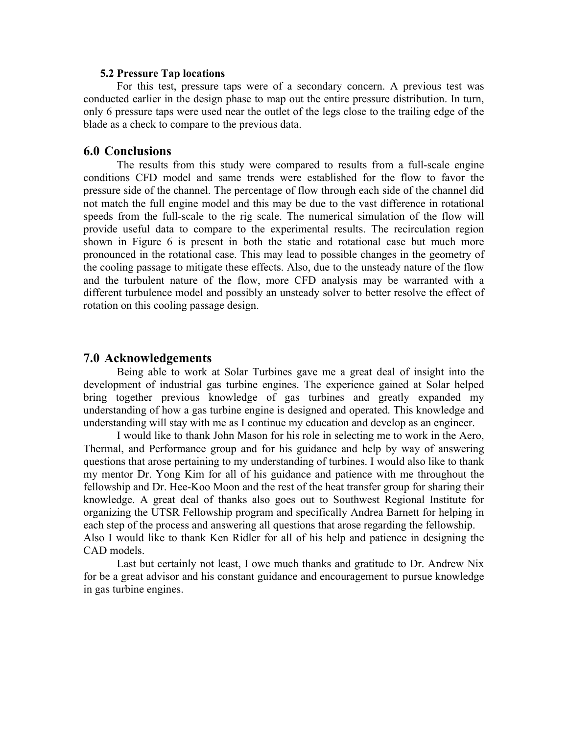### 5.2 Pressure Tap locations

For this test, pressure taps were of a secondary concern. A previous test was conducted earlier in the design phase to map out the entire pressure distribution. In turn, only 6 pressure taps were used near the outlet of the legs close to the trailing edge of the blade as a check to compare to the previous data.

## 6.0 Conclusions

The results from this study were compared to results from a full-scale engine conditions CFD model and same trends were established for the flow to favor the pressure side of the channel. The percentage of flow through each side of the channel did not match the full engine model and this may be due to the vast difference in rotational speeds from the full-scale to the rig scale. The numerical simulation of the flow will provide useful data to compare to the experimental results. The recirculation region shown in Figure 6 is present in both the static and rotational case but much more pronounced in the rotational case. This may lead to possible changes in the geometry of the cooling passage to mitigate these effects. Also, due to the unsteady nature of the flow and the turbulent nature of the flow, more CFD analysis may be warranted with a different turbulence model and possibly an unsteady solver to better resolve the effect of rotation on this cooling passage design.

## 7.0 Acknowledgements

Being able to work at Solar Turbines gave me a great deal of insight into the development of industrial gas turbine engines. The experience gained at Solar helped bring together previous knowledge of gas turbines and greatly expanded my understanding of how a gas turbine engine is designed and operated. This knowledge and understanding will stay with me as I continue my education and develop as an engineer.

I would like to thank John Mason for his role in selecting me to work in the Aero, Thermal, and Performance group and for his guidance and help by way of answering questions that arose pertaining to my understanding of turbines. I would also like to thank my mentor Dr. Yong Kim for all of his guidance and patience with me throughout the fellowship and Dr. Hee-Koo Moon and the rest of the heat transfer group for sharing their knowledge. A great deal of thanks also goes out to Southwest Regional Institute for organizing the UTSR Fellowship program and specifically Andrea Barnett for helping in each step of the process and answering all questions that arose regarding the fellowship. Also I would like to thank Ken Ridler for all of his help and patience in designing the CAD models.

Last but certainly not least, I owe much thanks and gratitude to Dr. Andrew Nix for be a great advisor and his constant guidance and encouragement to pursue knowledge in gas turbine engines.